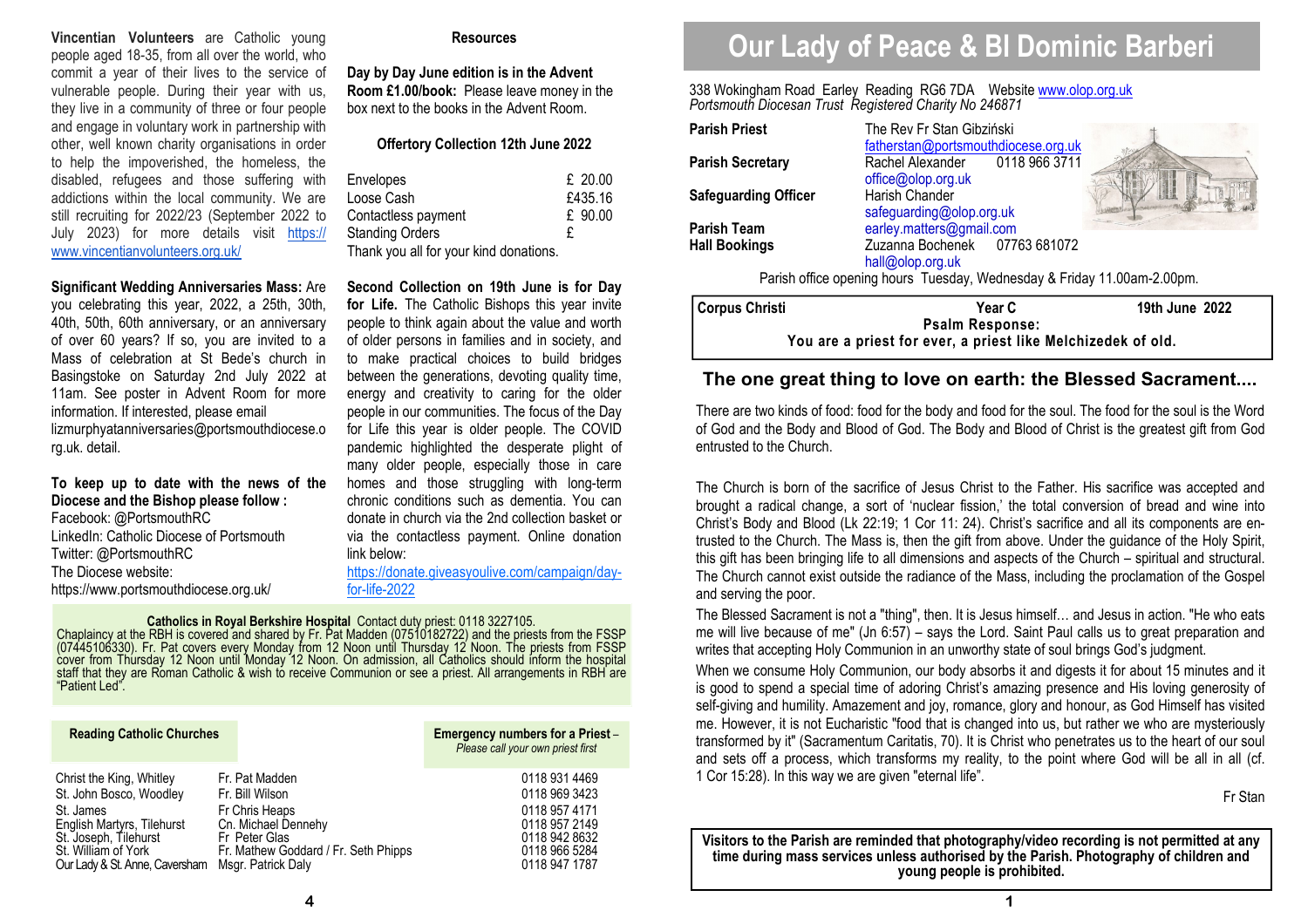**Vincentian Volunteers** are Catholic young people aged 18-35, from all over the world, who commit a year of their lives to the service of vulnerable people. During their year with us, they live in a community of three or four people and engage in voluntary work in partnership with other, well known charity organisations in order to help the impoverished, the homeless, the disabled, refugees and those suffering with addictions within the local community. We are still recruiting for 2022/23 (September 2022 to July 2023) for more details visit https://www.vincentianvolunteers.org.uk/

**Significant Wedding Anniversaries Mass:** Are you celebrating this year, 2022, a 25th, 30th, 40th, 50th, 60th anniversary, or an anniversary of over 60 years? If so, you are invited to a Mass of celebration at St Bede's church in Basingstoke on Saturday 2nd July 2022 at 11am. See poster in Advent Room for more information. If interested, please email lizmurphyatanniversaries@portsmouthdiocese.org.uk. detail.

**To keep up to date with the news of the Diocese and the Bishop please follow :**
Facebook: @PortsmouthRC
LinkedIn: Catholic Diocese of Portsmouth
Twitter: @PortsmouthRC
The Diocese website:
https://www.portsmouthdiocese.org.uk/

**Resources**

**Day by Day June edition is in the Advent Room £1.00/book:** Please leave money in the box next to the books in the Advent Room.

**Offertory Collection 12th June 2022**

| | |
|---|---|
| Envelopes | £ 20.00 |
| Loose Cash | £435.16 |
| Contactless payment | £ 90.00 |
| Standing Orders | £ |

Thank you all for your kind donations.

**Second Collection on 19th June is for Day for Life.** The Catholic Bishops this year invite people to think again about the value and worth of older persons in families and in society, and to make practical choices to build bridges between the generations, devoting quality time, energy and creativity to caring for the older people in our communities. The focus of the Day for Life this year is older people. The COVID pandemic highlighted the desperate plight of many older people, especially those in care homes and those struggling with long-term chronic conditions such as dementia. You can donate in church via the 2nd collection basket or via the contactless payment. Online donation link below:
https://donate.giveasyoulive.com/campaign/day-for-life-2022

**Catholics in Royal Berkshire Hospital** Contact duty priest: 0118 3227105.
Chaplaincy at the RBH is covered and shared by Fr. Pat Madden (07510182722) and the priests from the FSSP (07445106330). Fr. Pat covers every Monday from 12 Noon until Thursday 12 Noon. The priests from FSSP cover from Thursday 12 Noon until Monday 12 Noon. On admission, all Catholics should inform the hospital staff that they are Roman Catholic & wish to receive Communion or see a priest. All arrangements in RBH are "Patient Led".

| Reading Catholic Churches | | Emergency numbers for a Priest – *Please call your own priest first* |
|---|---|---|
| Christ the King, Whitley | Fr. Pat Madden | 0118 931 4469 |
| St. John Bosco, Woodley | Fr. Bill Wilson | 0118 969 3423 |
| St. James | Fr Chris Heaps | 0118 957 4171 |
| English Martyrs, Tilehurst | Cn. Michael Dennehy | 0118 957 2149 |
| St. Joseph, Tilehurst | Fr Peter Glas | 0118 942 8632 |
| St. William of York | Fr. Mathew Goddard / Fr. Seth Phipps | 0118 966 5284 |
| Our Lady & St. Anne, Caversham | Msgr. Patrick Daly | 0118 947 1787 |

# Our Lady of Peace & Bl Dominic Barberi

338 Wokingham Road Earley Reading RG6 7DA Website www.olop.org.uk
*Portsmouth Diocesan Trust Registered Charity No 246871*

| | |
|---|---|
| **Parish Priest** | The Rev Fr Stan Gibziński<br>fatherstan@portsmouthdiocese.org.uk |
| **Parish Secretary** | Rachel Alexander 0118 966 3711<br>office@olop.org.uk |
| **Safeguarding Officer** | Harish Chander<br>safeguarding@olop.org.uk |
| **Parish Team** | earley.matters@gmail.com |
| **Hall Bookings** | Zuzanna Bochenek 07763 681072<br>hall@olop.org.uk |

Parish office opening hours Tuesday, Wednesday & Friday 11.00am-2.00pm.

**Corpus Christi** **Year C** **19th June 2022**
**Psalm Response:**
**You are a priest for ever, a priest like Melchizedek of old.**

## The one great thing to love on earth: the Blessed Sacrament....

There are two kinds of food: food for the body and food for the soul. The food for the soul is the Word of God and the Body and Blood of God. The Body and Blood of Christ is the greatest gift from God entrusted to the Church.

The Church is born of the sacrifice of Jesus Christ to the Father. His sacrifice was accepted and brought a radical change, a sort of 'nuclear fission,' the total conversion of bread and wine into Christ's Body and Blood (Lk 22:19; 1 Cor 11: 24). Christ's sacrifice and all its components are entrusted to the Church. The Mass is, then the gift from above. Under the guidance of the Holy Spirit, this gift has been bringing life to all dimensions and aspects of the Church – spiritual and structural. The Church cannot exist outside the radiance of the Mass, including the proclamation of the Gospel and serving the poor.

The Blessed Sacrament is not a "thing", then. It is Jesus himself… and Jesus in action. "He who eats me will live because of me" (Jn 6:57) – says the Lord. Saint Paul calls us to great preparation and writes that accepting Holy Communion in an unworthy state of soul brings God's judgment.

When we consume Holy Communion, our body absorbs it and digests it for about 15 minutes and it is good to spend a special time of adoring Christ's amazing presence and His loving generosity of self-giving and humility. Amazement and joy, romance, glory and honour, as God Himself has visited me. However, it is not Eucharistic "food that is changed into us, but rather we who are mysteriously transformed by it" (Sacramentum Caritatis, 70). It is Christ who penetrates us to the heart of our soul and sets off a process, which transforms my reality, to the point where God will be all in all (cf. 1 Cor 15:28). In this way we are given "eternal life".

Fr Stan

**Visitors to the Parish are reminded that photography/video recording is not permitted at any time during mass services unless authorised by the Parish. Photography of children and young people is prohibited.**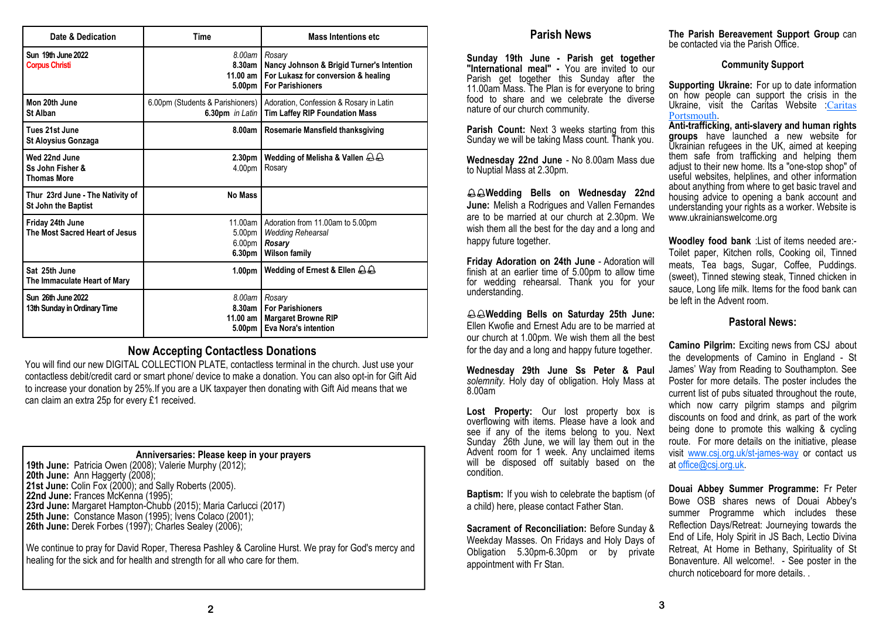| Date & Dedication | Time | Mass Intentions etc |
|---|---|---|
| **Sun 19th June 2022** **Corpus Christi** | *8.00am* **8.30am** **11.00 am** **5.00pm** | *Rosary* **Nancy Johnson & Brigid Turner's Intention** **For Lukasz for conversion & healing** **For Parishioners** |
| **Mon 20th June** **St Alban** | 6.00pm (Students & Parishioners) **6.30pm** *in Latin* | Adoration, Confession & Rosary in Latin **Tim Laffey RIP Foundation Mass** |
| **Tues 21st June** **St Aloysius Gonzaga** | **8.00am** | **Rosemarie Mansfield thanksgiving** |
| **Wed 22nd June** **Ss John Fisher & Thomas More** | **2.30pm** 4.00pm | **Wedding of Melisha & Vallen** Rosary |
| **Thur 23rd June - The Nativity of St John the Baptist** | **No Mass** | |
| **Friday 24th June** **The Most Sacred Heart of Jesus** | 11.00am 5.00pm 6.00pm **6.30pm** | Adoration from 11.00am to 5.00pm *Wedding Rehearsal* ***Rosary*** **Wilson family** |
| **Sat 25th June** **The Immaculate Heart of Mary** | **1.00pm** | **Wedding of Ernest & Ellen** |
| **Sun 26th June 2022** **13th Sunday in Ordinary Time** | *8.00am* **8.30am** **11.00 am** **5.00pm** | *Rosary* **For Parishioners** **Margaret Browne RIP** **Eva Nora's intention** |

## Now Accepting Contactless Donations

You will find our new DIGITAL COLLECTION PLATE, contactless terminal in the church. Just use your contactless debit/credit card or smart phone/ device to make a donation. You can also opt-in for Gift Aid to increase your donation by 25%.If you are a UK taxpayer then donating with Gift Aid means that we can claim an extra 25p for every £1 received.

**Anniversaries: Please keep in your prayers**

**19th June:** Patricia Owen (2008); Valerie Murphy (2012);
**20th June:** Ann Haggerty (2008);
**21st June:** Colin Fox (2000); and Sally Roberts (2005).
**22nd June:** Frances McKenna (1995);
**23rd June:** Margaret Hampton-Chubb (2015); Maria Carlucci (2017)
**25th June:** Constance Mason (1995); Ivens Colaco (2001);
**26th June:** Derek Forbes (1997); Charles Sealey (2006);

We continue to pray for David Roper, Theresa Pashley & Caroline Hurst. We pray for God's mercy and healing for the sick and for health and strength for all who care for them.

## Parish News

**Sunday 19th June - Parish get together "International meal" -** You are invited to our Parish get together this Sunday after the 11.00am Mass. The Plan is for everyone to bring food to share and we celebrate the diverse nature of our church community.

**Parish Count:** Next 3 weeks starting from this Sunday we will be taking Mass count. Thank you.

**Wednesday 22nd June** - No 8.00am Mass due to Nuptial Mass at 2.30pm.

**Wedding Bells on Wednesday 22nd June:** Melish a Rodrigues and Vallen Fernandes are to be married at our church at 2.30pm. We wish them all the best for the day and a long and happy future together.

**Friday Adoration on 24th June** - Adoration will finish at an earlier time of 5.00pm to allow time for wedding rehearsal. Thank you for your understanding.

**Wedding Bells on Saturday 25th June:** Ellen Kwofie and Ernest Adu are to be married at our church at 1.00pm. We wish them all the best for the day and a long and happy future together.

**Wednesday 29th June Ss Peter & Paul** *solemnity.* Holy day of obligation. Holy Mass at 8.00am

**Lost Property:** Our lost property box is overflowing with items. Please have a look and see if any of the items belong to you. Next Sunday 26th June, we will lay them out in the Advent room for 1 week. Any unclaimed items will be disposed off suitably based on the condition.

**Baptism:** If you wish to celebrate the baptism (of a child) here, please contact Father Stan.

**Sacrament of Reconciliation:** Before Sunday & Weekday Masses. On Fridays and Holy Days of Obligation 5.30pm-6.30pm or by private appointment with Fr Stan.

**The Parish Bereavement Support Group** can be contacted via the Parish Office.

### Community Support

**Supporting Ukraine:** For up to date information on how people can support the crisis in the Ukraine, visit the Caritas Website :Caritas Portsmouth.

**Anti-trafficking, anti-slavery and human rights groups** have launched a new website for Ukrainian refugees in the UK, aimed at keeping them safe from trafficking and helping them adjust to their new home. Its a "one-stop shop" of useful websites, helplines, and other information about anything from where to get basic travel and housing advice to opening a bank account and understanding your rights as a worker. Website is www.ukrainianswelcome.org

**Woodley food bank** :List of items needed are:- Toilet paper, Kitchen rolls, Cooking oil, Tinned meats, Tea bags, Sugar, Coffee, Puddings. (sweet), Tinned stewing steak, Tinned chicken in sauce, Long life milk. Items for the food bank can be left in the Advent room.

### Pastoral News:

**Camino Pilgrim:** Exciting news from CSJ about the developments of Camino in England - St James' Way from Reading to Southampton. See Poster for more details. The poster includes the current list of pubs situated throughout the route, which now carry pilgrim stamps and pilgrim discounts on food and drink, as part of the work being done to promote this walking & cycling route. For more details on the initiative, please visit www.csj.org.uk/st-james-way or contact us at office@csj.org.uk.

**Douai Abbey Summer Programme:** Fr Peter Bowe OSB shares news of Douai Abbey's summer Programme which includes these Reflection Days/Retreat: Journeying towards the End of Life, Holy Spirit in JS Bach, Lectio Divina Retreat, At Home in Bethany, Spirituality of St Bonaventure. All welcome!. - See poster in the church noticeboard for more details. .